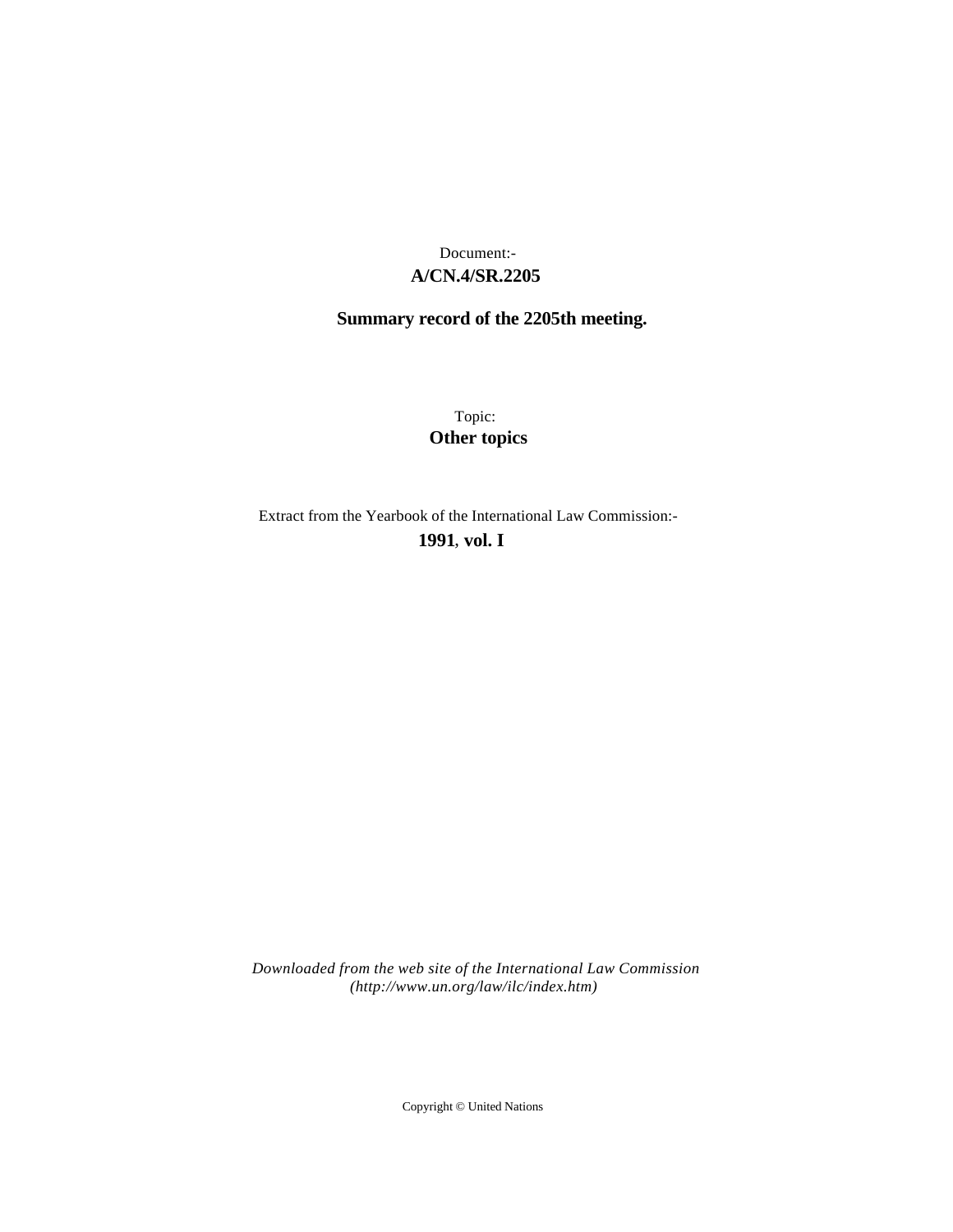Document:-

**A/CN.4/SR.2205**

**Summary record of the 2205th meeting.**

Topic:

**Other topics**

Extract from the Yearbook of the International Law Commission:-

**1991, vol. I**

*Downloaded from the web site of the International Law Commission (http://www.un.org/law/ilc/index.htm)*

Copyright © United Nations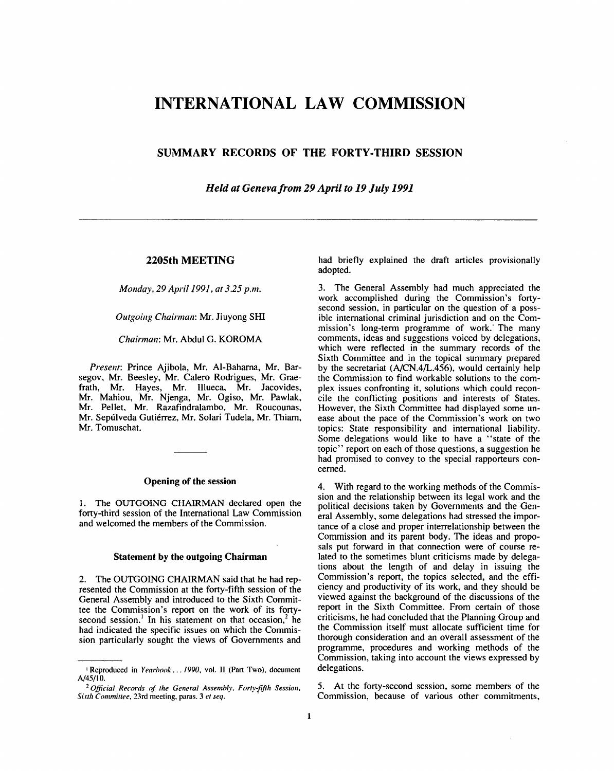# INTERNATIONAL LAW COMMISSION

## SUMMARY RECORDS OF THE FORTY-THIRD SESSION

*Held at Geneva from 29 April to 19 July 1991*

---

### 2205th MEETING

*Monday, 29 April 1991, at 3.25 p.m.*

*Outgoing Chairman*: Mr. Jiuyong SHI

*Chairman*: Mr. Abdul G. KOROMA

*Present*: Prince Ajibola, Mr. Al-Baharna, Mr. Barsegov, Mr. Beesley, Mr. Calero Rodrigues, Mr. Graefrath, Mr. Hayes, Mr. Illueca, Mr. Jacovides, Mr. Mahiou, Mr. Njenga, Mr. Ogiso, Mr. Pawlak, Mr. Pellet, Mr. Razafindralambo, Mr. Roucounas, Mr. Sepúlveda Gutiérrez, Mr. Solari Tudela, Mr. Thiam, Mr. Tomuschat.

#### Opening of the session

1. The OUTGOING CHAIRMAN declared open the forty-third session of the International Law Commission and welcomed the members of the Commission.

#### Statement by the outgoing Chairman

2. The OUTGOING CHAIRMAN said that he had represented the Commission at the forty-fifth session of the General Assembly and introduced to the Sixth Committee the Commission's report on the work of its forty-second session.[1] In his statement on that occasion,[2] he had indicated the specific issues on which the Commission particularly sought the views of Governments and had briefly explained the draft articles provisionally adopted.

3. The General Assembly had much appreciated the work accomplished during the Commission's forty-second session, in particular on the question of a possible international criminal jurisdiction and on the Commission's long-term programme of work.[1] The many comments, ideas and suggestions voiced by delegations, which were reflected in the summary records of the Sixth Committee and in the topical summary prepared by the secretariat (A/CN.4/L.456), would certainly help the Commission to find workable solutions to the complex issues confronting it, solutions which could reconcile the conflicting positions and interests of States. However, the Sixth Committee had displayed some unease about the pace of the Commission's work on two topics: State responsibility and international liability. Some delegations would like to have a "state of the topic" report on each of those questions, a suggestion he had promised to convey to the special rapporteurs concerned.

4. With regard to the working methods of the Commission and the relationship between its legal work and the political decisions taken by Governments and the General Assembly, some delegations had stressed the importance of a close and proper interrelationship between the Commission and its parent body. The ideas and proposals put forward in that connection were of course related to the sometimes blunt criticisms made by delegations about the length of and delay in issuing the Commission's report, the topics selected, and the efficiency and productivity of its work, and they should be viewed against the background of the discussions of the report in the Sixth Committee. From certain of those criticisms, he had concluded that the Planning Group and the Commission itself must allocate sufficient time for thorough consideration and an overall assessment of the programme, procedures and working methods of the Commission, taking into account the views expressed by delegations.

5. At the forty-second session, some members of the Commission, because of various other commitments,

---

[1] Reproduced in *Yearbook . . . 1990*, vol. II (Part Two), document A/45/10.

[2] *Official Records of the General Assembly, Forty-fifth Session, Sixth Committee*, 23rd meeting, paras. 3 *et seq.*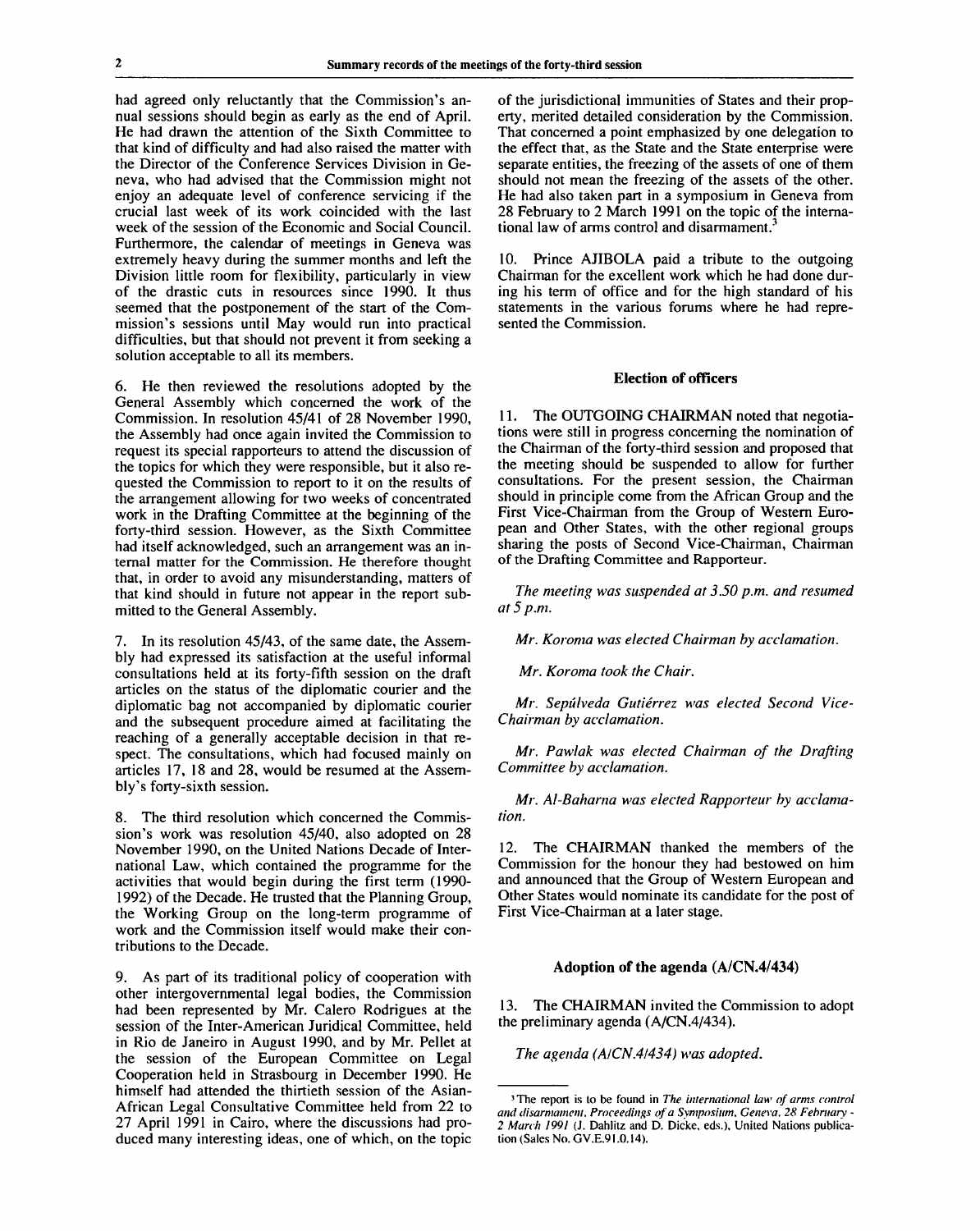had agreed only reluctantly that the Commission's annual sessions should begin as early as the end of April. He had drawn the attention of the Sixth Committee to that kind of difficulty and had also raised the matter with the Director of the Conference Services Division in Geneva, who had advised that the Commission might not enjoy an adequate level of conference servicing if the crucial last week of its work coincided with the last week of the session of the Economic and Social Council. Furthermore, the calendar of meetings in Geneva was extremely heavy during the summer months and left the Division little room for flexibility, particularly in view of the drastic cuts in resources since 1990. It thus seemed that the postponement of the start of the Commission's sessions until May would run into practical difficulties, but that should not prevent it from seeking a solution acceptable to all its members.

6. He then reviewed the resolutions adopted by the General Assembly which concerned the work of the Commission. In resolution 45/41 of 28 November 1990, the Assembly had once again invited the Commission to request its special rapporteurs to attend the discussion of the topics for which they were responsible, but it also requested the Commission to report to it on the results of the arrangement allowing for two weeks of concentrated work in the Drafting Committee at the beginning of the forty-third session. However, as the Sixth Committee had itself acknowledged, such an arrangement was an internal matter for the Commission. He therefore thought that, in order to avoid any misunderstanding, matters of that kind should in future not appear in the report submitted to the General Assembly.

7. In its resolution 45/43, of the same date, the Assembly had expressed its satisfaction at the useful informal consultations held at its forty-fifth session on the draft articles on the status of the diplomatic courier and the diplomatic bag not accompanied by diplomatic courier and the subsequent procedure aimed at facilitating the reaching of a generally acceptable decision in that respect. The consultations, which had focused mainly on articles 17, 18 and 28, would be resumed at the Assembly's forty-sixth session.

8. The third resolution which concerned the Commission's work was resolution 45/40, also adopted on 28 November 1990, on the United Nations Decade of International Law, which contained the programme for the activities that would begin during the first term (1990-1992) of the Decade. He trusted that the Planning Group, the Working Group on the long-term programme of work and the Commission itself would make their contributions to the Decade.

9. As part of its traditional policy of cooperation with other intergovernmental legal bodies, the Commission had been represented by Mr. Calero Rodrigues at the session of the Inter-American Juridical Committee, held in Rio de Janeiro in August 1990, and by Mr. Pellet at the session of the European Committee on Legal Cooperation held in Strasbourg in December 1990. He himself had attended the thirtieth session of the Asian-African Legal Consultative Committee held from 22 to 27 April 1991 in Cairo, where the discussions had produced many interesting ideas, one of which, on the topic of the jurisdictional immunities of States and their property, merited detailed consideration by the Commission. That concerned a point emphasized by one delegation to the effect that, as the State and the State enterprise were separate entities, the freezing of the assets of one of them should not mean the freezing of the assets of the other. He had also taken part in a symposium in Geneva from 28 February to 2 March 1991 on the topic of the international law of arms control and disarmament.[3]

10. Prince AJIBOLA paid a tribute to the outgoing Chairman for the excellent work which he had done during his term of office and for the high standard of his statements in the various forums where he had represented the Commission.

## Election of officers

11. The OUTGOING CHAIRMAN noted that negotiations were still in progress concerning the nomination of the Chairman of the forty-third session and proposed that the meeting should be suspended to allow for further consultations. For the present session, the Chairman should in principle come from the African Group and the First Vice-Chairman from the Group of Western European and Other States, with the other regional groups sharing the posts of Second Vice-Chairman, Chairman of the Drafting Committee and Rapporteur.

*The meeting was suspended at 3.50 p.m. and resumed at 5 p.m.*

*Mr. Koroma was elected Chairman by acclamation.*

*Mr. Koroma took the Chair.*

*Mr. Sepúlveda Gutiérrez was elected Second Vice-Chairman by acclamation.*

*Mr. Pawlak was elected Chairman of the Drafting Committee by acclamation.*

*Mr. Al-Baharna was elected Rapporteur by acclamation.*

12. The CHAIRMAN thanked the members of the Commission for the honour they had bestowed on him and announced that the Group of Western European and Other States would nominate its candidate for the post of First Vice-Chairman at a later stage.

## Adoption of the agenda (A/CN.4/434)

13. The CHAIRMAN invited the Commission to adopt the preliminary agenda (A/CN.4/434).

*The agenda (A/CN.4/434) was adopted.*

---

[3] The report is to be found in *The international law of arms control and disarmament, Proceedings of a Symposium, Geneva, 28 February - 2 March 1991* (J. Dahlitz and D. Dicke, eds.), United Nations publication (Sales No. GV.E.91.0.14).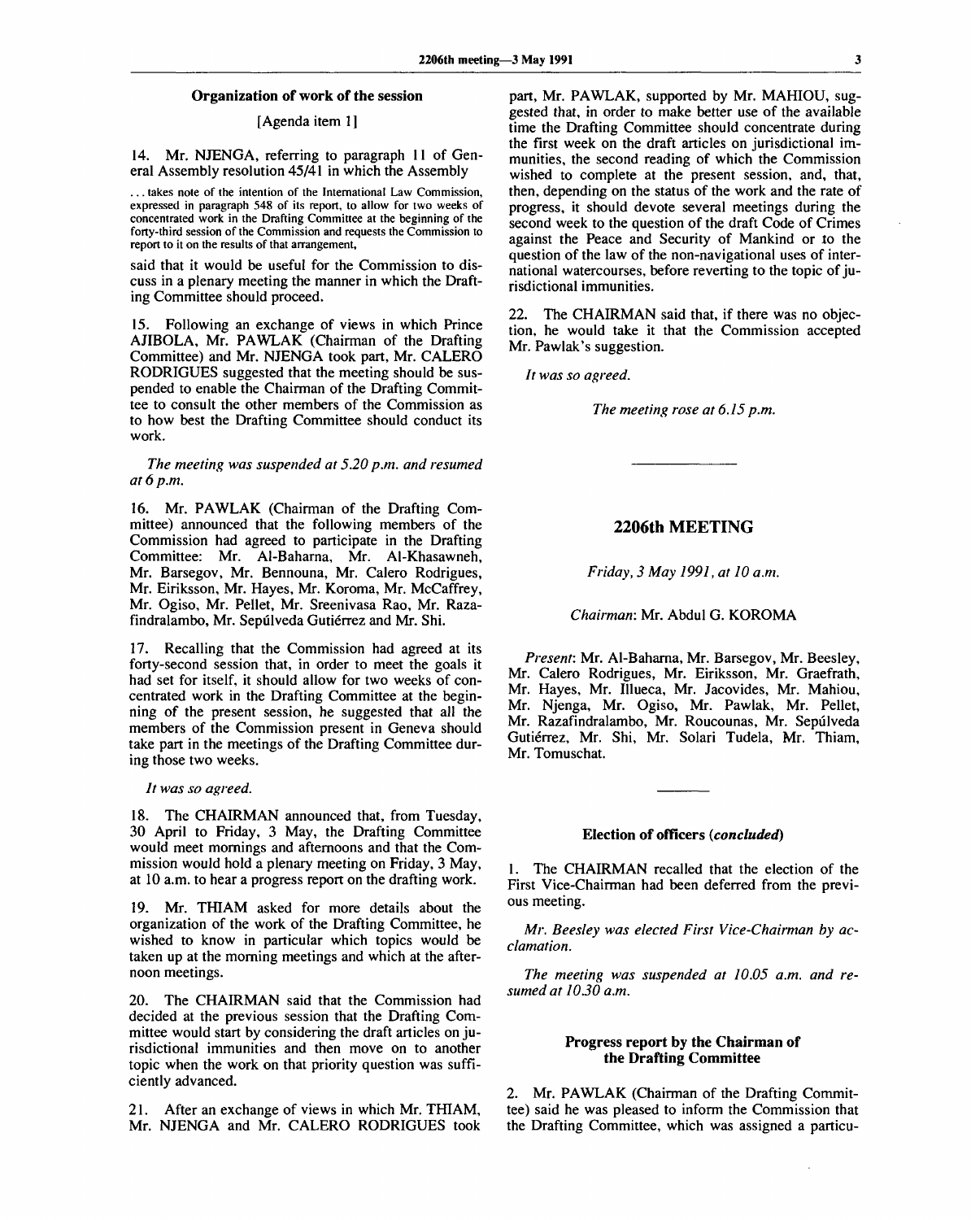## Organization of work of the session

[Agenda item 1]

14. Mr. NJENGA, referring to paragraph 11 of General Assembly resolution 45/41 in which the Assembly

... takes note of the intention of the International Law Commission, expressed in paragraph 548 of its report, to allow for two weeks of concentrated work in the Drafting Committee at the beginning of the forty-third session of the Commission and requests the Commission to report to it on the results of that arrangement,

said that it would be useful for the Commission to discuss in a plenary meeting the manner in which the Drafting Committee should proceed.

15. Following an exchange of views in which Prince AJIBOLA, Mr. PAWLAK (Chairman of the Drafting Committee) and Mr. NJENGA took part, Mr. CALERO RODRIGUES suggested that the meeting should be suspended to enable the Chairman of the Drafting Committee to consult the other members of the Commission as to how best the Drafting Committee should conduct its work.

*The meeting was suspended at 5.20 p.m. and resumed at 6 p.m.*

16. Mr. PAWLAK (Chairman of the Drafting Committee) announced that the following members of the Commission had agreed to participate in the Drafting Committee: Mr. Al-Baharna, Mr. Al-Khasawneh, Mr. Barsegov, Mr. Bennouna, Mr. Calero Rodrigues, Mr. Eiriksson, Mr. Hayes, Mr. Koroma, Mr. McCaffrey, Mr. Ogiso, Mr. Pellet, Mr. Sreenivasa Rao, Mr. Razafindralambo, Mr. Sepúlveda Gutiérrez and Mr. Shi.

17. Recalling that the Commission had agreed at its forty-second session that, in order to meet the goals it had set for itself, it should allow for two weeks of concentrated work in the Drafting Committee at the beginning of the present session, he suggested that all the members of the Commission present in Geneva should take part in the meetings of the Drafting Committee during those two weeks.

*It was so agreed.*

18. The CHAIRMAN announced that, from Tuesday, 30 April to Friday, 3 May, the Drafting Committee would meet mornings and afternoons and that the Commission would hold a plenary meeting on Friday, 3 May, at 10 a.m. to hear a progress report on the drafting work.

19. Mr. THIAM asked for more details about the organization of the work of the Drafting Committee, he wished to know in particular which topics would be taken up at the morning meetings and which at the afternoon meetings.

20. The CHAIRMAN said that the Commission had decided at the previous session that the Drafting Committee would start by considering the draft articles on jurisdictional immunities and then move on to another topic when the work on that priority question was sufficiently advanced.

21. After an exchange of views in which Mr. THIAM, Mr. NJENGA and Mr. CALERO RODRIGUES took part, Mr. PAWLAK, supported by Mr. MAHIOU, suggested that, in order to make better use of the available time the Drafting Committee should concentrate during the first week on the draft articles on jurisdictional immunities, the second reading of which the Commission wished to complete at the present session, and, that, then, depending on the status of the work and the rate of progress, it should devote several meetings during the second week to the question of the draft Code of Crimes against the Peace and Security of Mankind or to the question of the law of the non-navigational uses of international watercourses, before reverting to the topic of jurisdictional immunities.

22. The CHAIRMAN said that, if there was no objection, he would take it that the Commission accepted Mr. Pawlak's suggestion.

*It was so agreed.*

*The meeting rose at 6.15 p.m.*

---

# 2206th MEETING

*Friday, 3 May 1991, at 10 a.m.*

*Chairman*: Mr. Abdul G. KOROMA

*Present*: Mr. Al-Baharna, Mr. Barsegov, Mr. Beesley, Mr. Calero Rodrigues, Mr. Eiriksson, Mr. Graefrath, Mr. Hayes, Mr. Illueca, Mr. Jacovides, Mr. Mahiou, Mr. Njenga, Mr. Ogiso, Mr. Pawlak, Mr. Pellet, Mr. Razafindralambo, Mr. Roucounas, Mr. Sepúlveda Gutiérrez, Mr. Shi, Mr. Solari Tudela, Mr. Thiam, Mr. Tomuschat.

---

## Election of officers (*concluded*)

1. The CHAIRMAN recalled that the election of the First Vice-Chairman had been deferred from the previous meeting.

*Mr. Beesley was elected First Vice-Chairman by acclamation.*

*The meeting was suspended at 10.05 a.m. and resumed at 10.30 a.m.*

## Progress report by the Chairman of the Drafting Committee

2. Mr. PAWLAK (Chairman of the Drafting Committee) said he was pleased to inform the Commission that the Drafting Committee, which was assigned a particu-